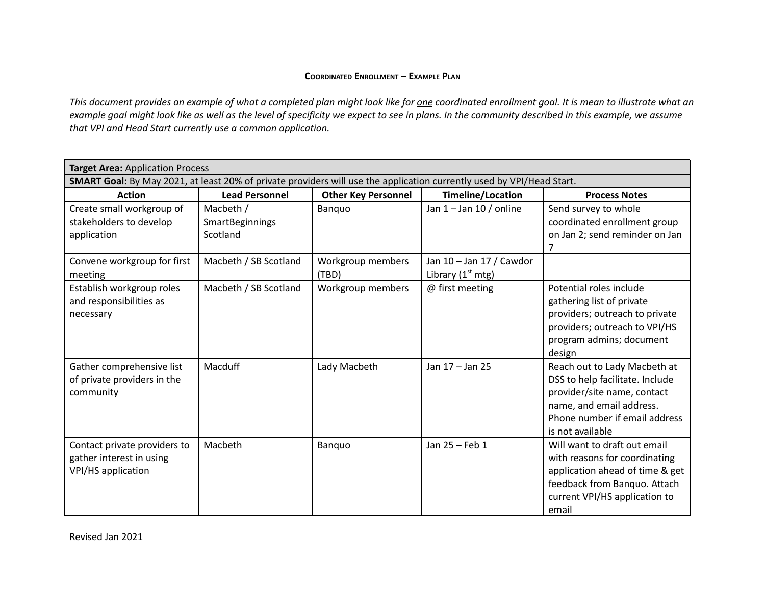# Coordinated Enrollment – Example Plan

*This document provides an example of what a completed plan might look like for one coordinated enrollment goal. It is mean to illustrate what an example goal might look like as well as the level of specificity we expect to see in plans. In the community described in this example, we assume that VPI and Head Start currently use a common application.*

| **Target Area:** Application Process | | | | |
|---|---|---|---|---|
| **SMART Goal:** By May 2021, at least 20% of private providers will use the application currently used by VPI/Head Start. | | | | |
| **Action** | **Lead Personnel** | **Other Key Personnel** | **Timeline/Location** | **Process Notes** |
| Create small workgroup of stakeholders to develop application | Macbeth / SmartBeginnings Scotland | Banquo | Jan 1 – Jan 10 / online | Send survey to whole coordinated enrollment group on Jan 2; send reminder on Jan 7 |
| Convene workgroup for first meeting | Macbeth / SB Scotland | Workgroup members (TBD) | Jan 10 – Jan 17 / Cawdor Library (1st mtg) | |
| Establish workgroup roles and responsibilities as necessary | Macbeth / SB Scotland | Workgroup members | @ first meeting | Potential roles include gathering list of private providers; outreach to private providers; outreach to VPI/HS program admins; document design |
| Gather comprehensive list of private providers in the community | Macduff | Lady Macbeth | Jan 17 – Jan 25 | Reach out to Lady Macbeth at DSS to help facilitate. Include provider/site name, contact name, and email address. Phone number if email address is not available |
| Contact private providers to gather interest in using VPI/HS application | Macbeth | Banquo | Jan 25 – Feb 1 | Will want to draft out email with reasons for coordinating application ahead of time & get feedback from Banquo. Attach current VPI/HS application to email |

Revised Jan 2021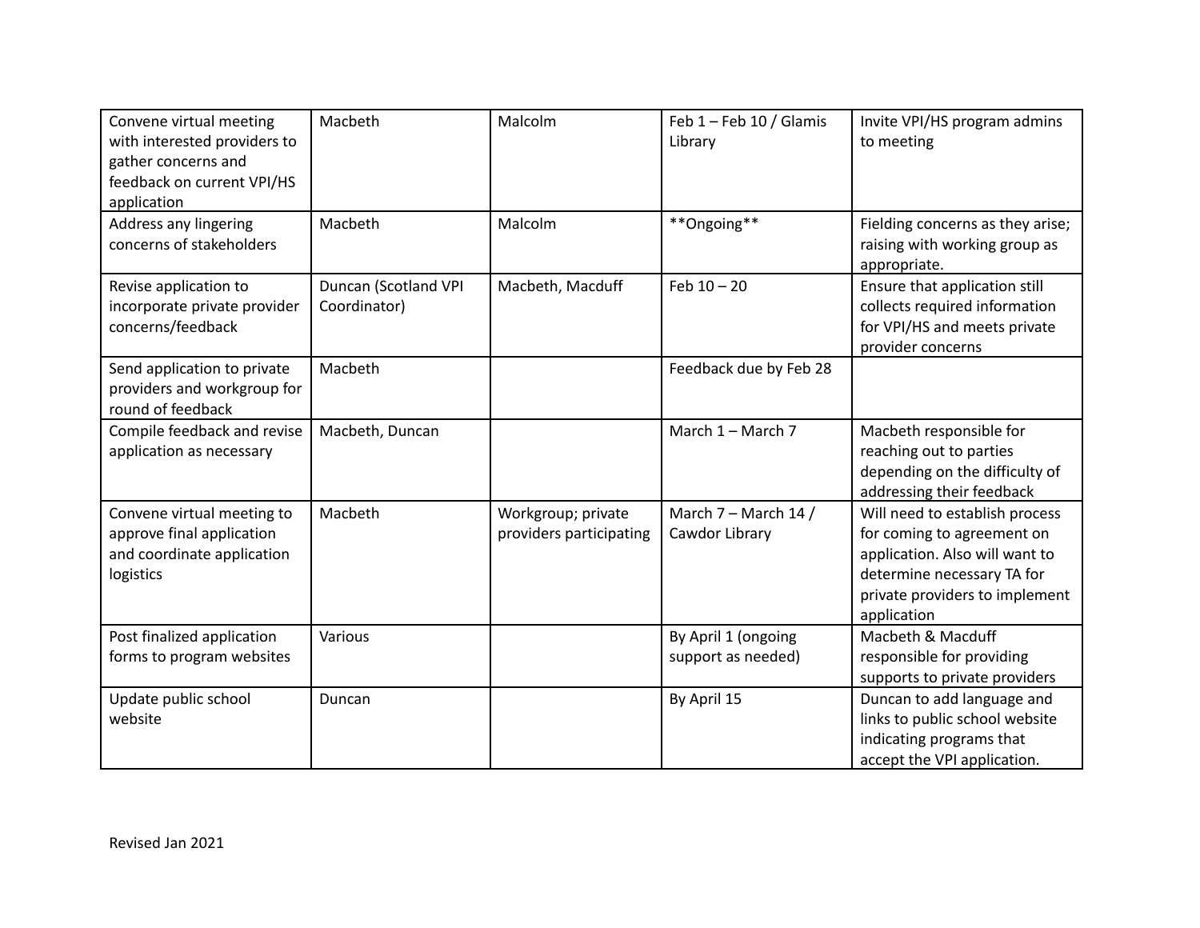| | | | | |
|---|---|---|---|---|
| Convene virtual meeting with interested providers to gather concerns and feedback on current VPI/HS application | Macbeth | Malcolm | Feb 1 – Feb 10 / Glamis Library | Invite VPI/HS program admins to meeting |
| Address any lingering concerns of stakeholders | Macbeth | Malcolm | **Ongoing** | Fielding concerns as they arise; raising with working group as appropriate. |
| Revise application to incorporate private provider concerns/feedback | Duncan (Scotland VPI Coordinator) | Macbeth, Macduff | Feb 10 – 20 | Ensure that application still collects required information for VPI/HS and meets private provider concerns |
| Send application to private providers and workgroup for round of feedback | Macbeth | | Feedback due by Feb 28 | |
| Compile feedback and revise application as necessary | Macbeth, Duncan | | March 1 – March 7 | Macbeth responsible for reaching out to parties depending on the difficulty of addressing their feedback |
| Convene virtual meeting to approve final application and coordinate application logistics | Macbeth | Workgroup; private providers participating | March 7 – March 14 / Cawdor Library | Will need to establish process for coming to agreement on application. Also will want to determine necessary TA for private providers to implement application |
| Post finalized application forms to program websites | Various | | By April 1 (ongoing support as needed) | Macbeth & Macduff responsible for providing supports to private providers |
| Update public school website | Duncan | | By April 15 | Duncan to add language and links to public school website indicating programs that accept the VPI application. |

Revised Jan 2021